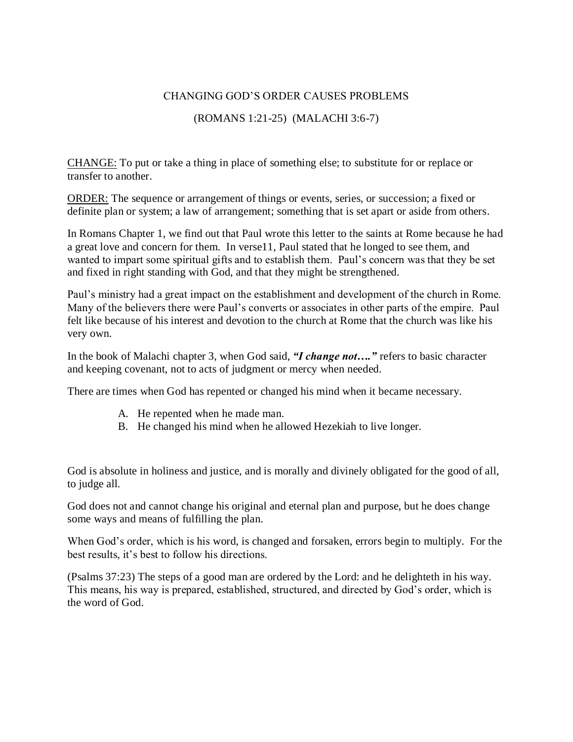# CHANGING GOD'S ORDER CAUSES PROBLEMS

## (ROMANS 1:21-25) (MALACHI 3:6-7)

CHANGE: To put or take a thing in place of something else; to substitute for or replace or transfer to another.

ORDER: The sequence or arrangement of things or events, series, or succession; a fixed or definite plan or system; a law of arrangement; something that is set apart or aside from others.

In Romans Chapter 1, we find out that Paul wrote this letter to the saints at Rome because he had a great love and concern for them. In verse11, Paul stated that he longed to see them, and wanted to impart some spiritual gifts and to establish them. Paul's concern was that they be set and fixed in right standing with God, and that they might be strengthened.

Paul's ministry had a great impact on the establishment and development of the church in Rome. Many of the believers there were Paul's converts or associates in other parts of the empire. Paul felt like because of his interest and devotion to the church at Rome that the church was like his very own.

In the book of Malachi chapter 3, when God said, ***"I change not…."*** refers to basic character and keeping covenant, not to acts of judgment or mercy when needed.

There are times when God has repented or changed his mind when it became necessary.

A. He repented when he made man.
B. He changed his mind when he allowed Hezekiah to live longer.

God is absolute in holiness and justice, and is morally and divinely obligated for the good of all, to judge all.

God does not and cannot change his original and eternal plan and purpose, but he does change some ways and means of fulfilling the plan.

When God's order, which is his word, is changed and forsaken, errors begin to multiply. For the best results, it's best to follow his directions.

(Psalms 37:23) The steps of a good man are ordered by the Lord: and he delighteth in his way. This means, his way is prepared, established, structured, and directed by God's order, which is the word of God.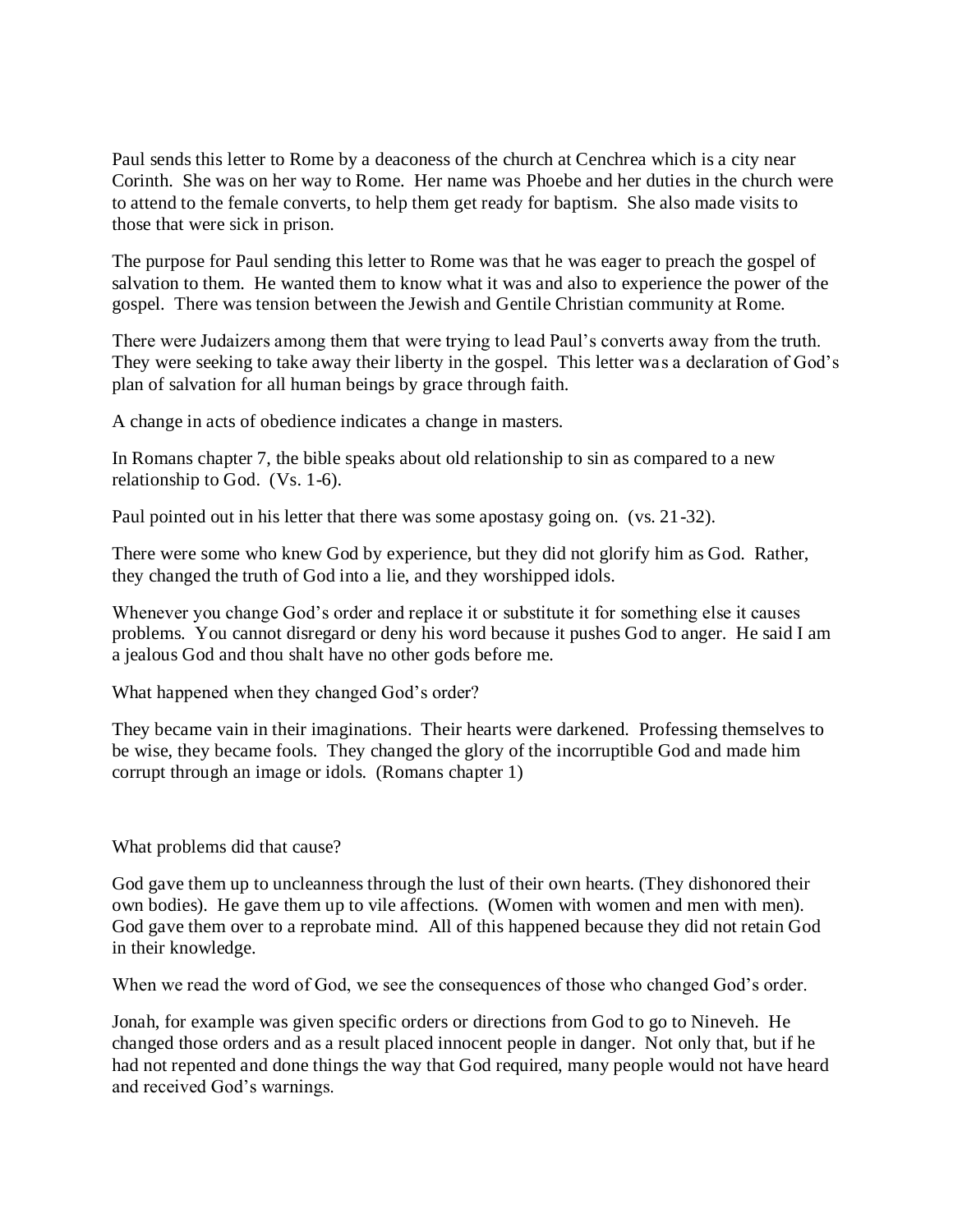Paul sends this letter to Rome by a deaconess of the church at Cenchrea which is a city near Corinth. She was on her way to Rome. Her name was Phoebe and her duties in the church were to attend to the female converts, to help them get ready for baptism. She also made visits to those that were sick in prison.

The purpose for Paul sending this letter to Rome was that he was eager to preach the gospel of salvation to them. He wanted them to know what it was and also to experience the power of the gospel. There was tension between the Jewish and Gentile Christian community at Rome.

There were Judaizers among them that were trying to lead Paul's converts away from the truth. They were seeking to take away their liberty in the gospel. This letter was a declaration of God's plan of salvation for all human beings by grace through faith.

A change in acts of obedience indicates a change in masters.

In Romans chapter 7, the bible speaks about old relationship to sin as compared to a new relationship to God. (Vs. 1-6).

Paul pointed out in his letter that there was some apostasy going on. (vs. 21-32).

There were some who knew God by experience, but they did not glorify him as God. Rather, they changed the truth of God into a lie, and they worshipped idols.

Whenever you change God's order and replace it or substitute it for something else it causes problems. You cannot disregard or deny his word because it pushes God to anger. He said I am a jealous God and thou shalt have no other gods before me.

What happened when they changed God's order?

They became vain in their imaginations. Their hearts were darkened. Professing themselves to be wise, they became fools. They changed the glory of the incorruptible God and made him corrupt through an image or idols. (Romans chapter 1)

What problems did that cause?

God gave them up to uncleanness through the lust of their own hearts. (They dishonored their own bodies). He gave them up to vile affections. (Women with women and men with men). God gave them over to a reprobate mind. All of this happened because they did not retain God in their knowledge.

When we read the word of God, we see the consequences of those who changed God's order.

Jonah, for example was given specific orders or directions from God to go to Nineveh. He changed those orders and as a result placed innocent people in danger. Not only that, but if he had not repented and done things the way that God required, many people would not have heard and received God's warnings.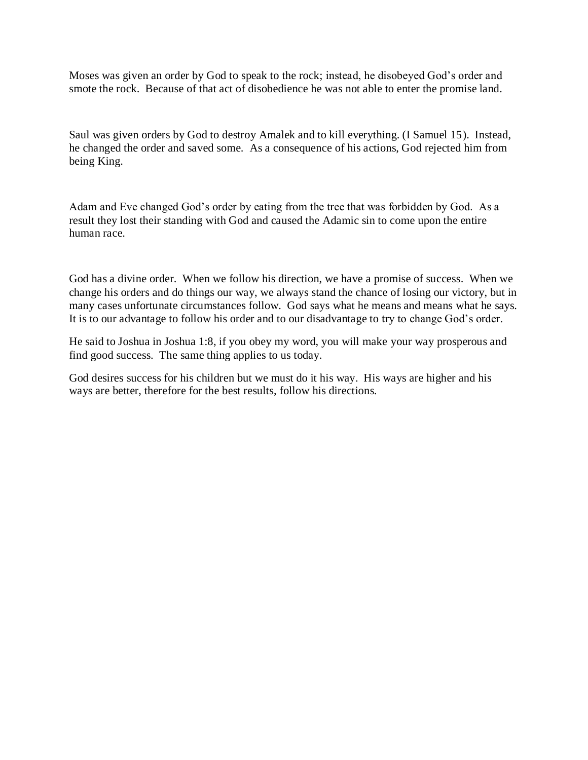Moses was given an order by God to speak to the rock; instead, he disobeyed God's order and smote the rock. Because of that act of disobedience he was not able to enter the promise land.

Saul was given orders by God to destroy Amalek and to kill everything. (I Samuel 15). Instead, he changed the order and saved some. As a consequence of his actions, God rejected him from being King.

Adam and Eve changed God's order by eating from the tree that was forbidden by God. As a result they lost their standing with God and caused the Adamic sin to come upon the entire human race.

God has a divine order. When we follow his direction, we have a promise of success. When we change his orders and do things our way, we always stand the chance of losing our victory, but in many cases unfortunate circumstances follow. God says what he means and means what he says. It is to our advantage to follow his order and to our disadvantage to try to change God's order.

He said to Joshua in Joshua 1:8, if you obey my word, you will make your way prosperous and find good success. The same thing applies to us today.

God desires success for his children but we must do it his way. His ways are higher and his ways are better, therefore for the best results, follow his directions.